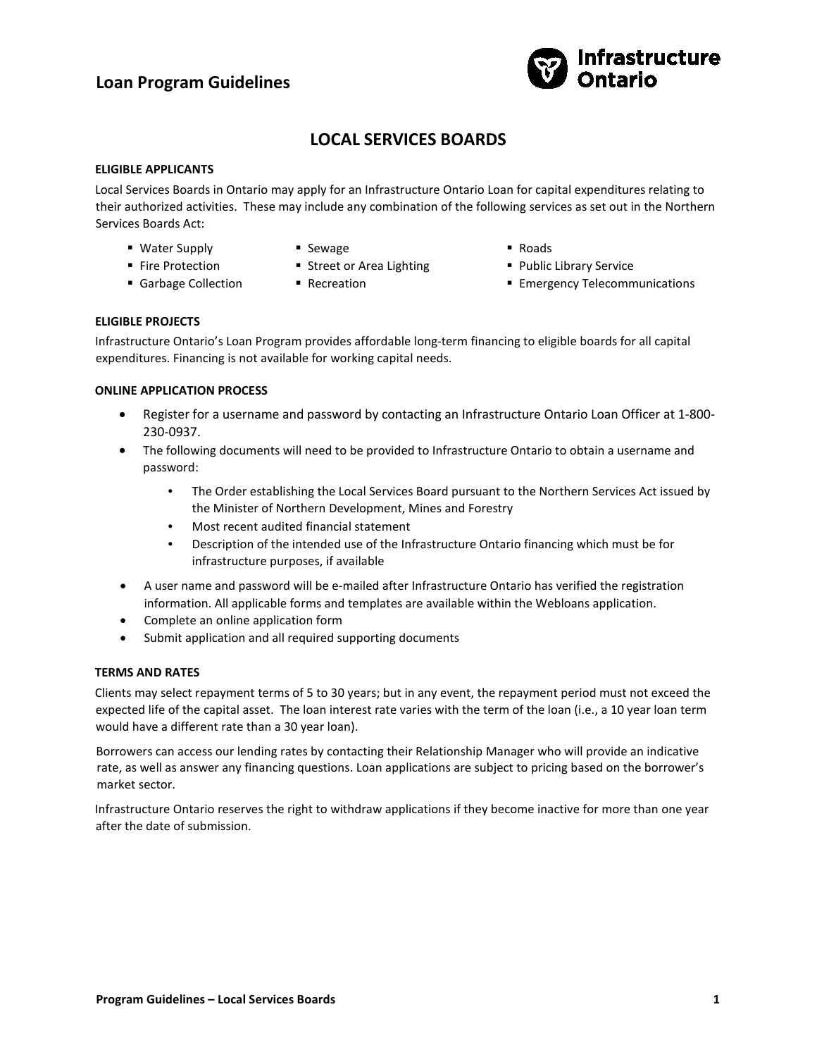# Loan Program Guidelines

## LOCAL SERVICES BOARDS

### ELIGIBLE APPLICANTS

Local Services Boards in Ontario may apply for an Infrastructure Ontario Loan for capital expenditures relating to their authorized activities. These may include any combination of the following services as set out in the Northern Services Boards Act:

- Water Supply
- Fire Protection
- Garbage Collection
- Sewage
- Street or Area Lighting
- Recreation
- Roads
- Public Library Service
- Emergency Telecommunications

### ELIGIBLE PROJECTS

Infrastructure Ontario's Loan Program provides affordable long-term financing to eligible boards for all capital expenditures. Financing is not available for working capital needs.

### ONLINE APPLICATION PROCESS

- Register for a username and password by contacting an Infrastructure Ontario Loan Officer at 1-800-230-0937.
- The following documents will need to be provided to Infrastructure Ontario to obtain a username and password:
    - The Order establishing the Local Services Board pursuant to the Northern Services Act issued by the Minister of Northern Development, Mines and Forestry
    - Most recent audited financial statement
    - Description of the intended use of the Infrastructure Ontario financing which must be for infrastructure purposes, if available
- A user name and password will be e-mailed after Infrastructure Ontario has verified the registration information. All applicable forms and templates are available within the Webloans application.
- Complete an online application form
- Submit application and all required supporting documents

### TERMS AND RATES

Clients may select repayment terms of 5 to 30 years; but in any event, the repayment period must not exceed the expected life of the capital asset. The loan interest rate varies with the term of the loan (i.e., a 10 year loan term would have a different rate than a 30 year loan).

Borrowers can access our lending rates by contacting their Relationship Manager who will provide an indicative rate, as well as answer any financing questions. Loan applications are subject to pricing based on the borrower's market sector.

Infrastructure Ontario reserves the right to withdraw applications if they become inactive for more than one year after the date of submission.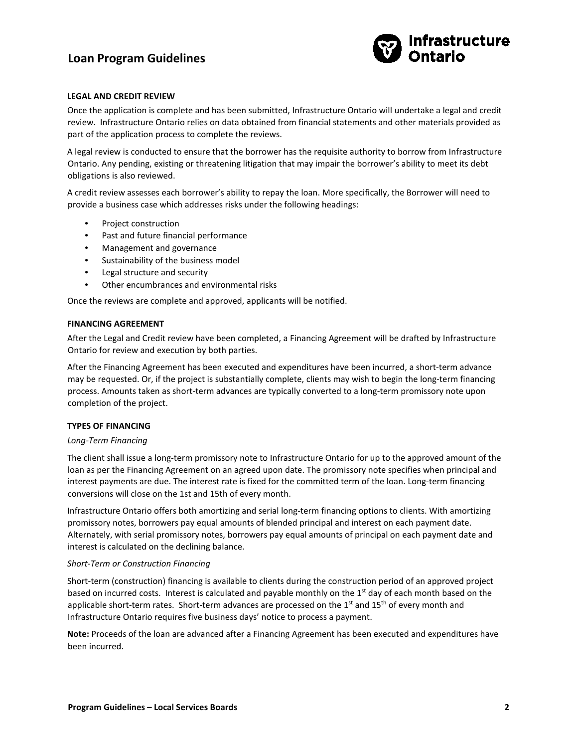### LEGAL AND CREDIT REVIEW

Once the application is complete and has been submitted, Infrastructure Ontario will undertake a legal and credit review. Infrastructure Ontario relies on data obtained from financial statements and other materials provided as part of the application process to complete the reviews.

A legal review is conducted to ensure that the borrower has the requisite authority to borrow from Infrastructure Ontario. Any pending, existing or threatening litigation that may impair the borrower's ability to meet its debt obligations is also reviewed.

A credit review assesses each borrower's ability to repay the loan. More specifically, the Borrower will need to provide a business case which addresses risks under the following headings:

- Project construction
- Past and future financial performance
- Management and governance
- Sustainability of the business model
- Legal structure and security
- Other encumbrances and environmental risks

Once the reviews are complete and approved, applicants will be notified.

### FINANCING AGREEMENT

After the Legal and Credit review have been completed, a Financing Agreement will be drafted by Infrastructure Ontario for review and execution by both parties.

After the Financing Agreement has been executed and expenditures have been incurred, a short-term advance may be requested. Or, if the project is substantially complete, clients may wish to begin the long-term financing process. Amounts taken as short-term advances are typically converted to a long-term promissory note upon completion of the project.

### TYPES OF FINANCING

*Long-Term Financing*

The client shall issue a long-term promissory note to Infrastructure Ontario for up to the approved amount of the loan as per the Financing Agreement on an agreed upon date. The promissory note specifies when principal and interest payments are due. The interest rate is fixed for the committed term of the loan. Long-term financing conversions will close on the 1st and 15th of every month.

Infrastructure Ontario offers both amortizing and serial long-term financing options to clients. With amortizing promissory notes, borrowers pay equal amounts of blended principal and interest on each payment date. Alternately, with serial promissory notes, borrowers pay equal amounts of principal on each payment date and interest is calculated on the declining balance.

*Short-Term or Construction Financing*

Short-term (construction) financing is available to clients during the construction period of an approved project based on incurred costs. Interest is calculated and payable monthly on the 1st day of each month based on the applicable short-term rates. Short-term advances are processed on the 1st and 15th of every month and Infrastructure Ontario requires five business days' notice to process a payment.

**Note:** Proceeds of the loan are advanced after a Financing Agreement has been executed and expenditures have been incurred.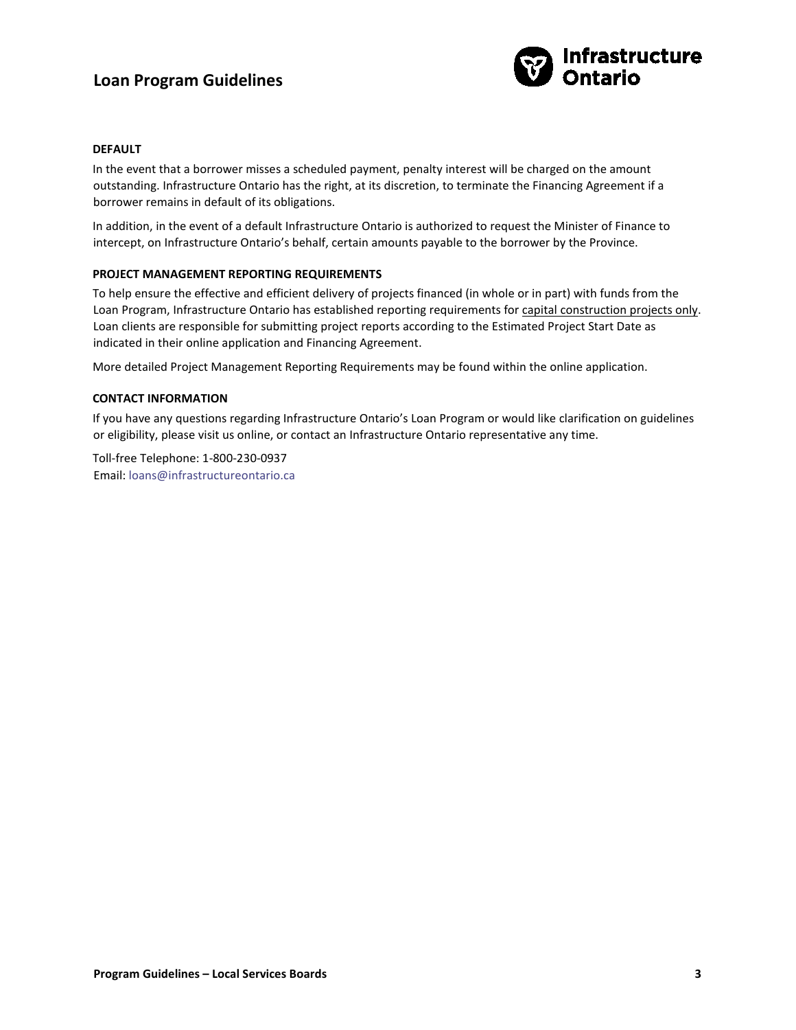### DEFAULT

In the event that a borrower misses a scheduled payment, penalty interest will be charged on the amount outstanding. Infrastructure Ontario has the right, at its discretion, to terminate the Financing Agreement if a borrower remains in default of its obligations.

In addition, in the event of a default Infrastructure Ontario is authorized to request the Minister of Finance to intercept, on Infrastructure Ontario's behalf, certain amounts payable to the borrower by the Province.

### PROJECT MANAGEMENT REPORTING REQUIREMENTS

To help ensure the effective and efficient delivery of projects financed (in whole or in part) with funds from the Loan Program, Infrastructure Ontario has established reporting requirements for capital construction projects only. Loan clients are responsible for submitting project reports according to the Estimated Project Start Date as indicated in their online application and Financing Agreement.

More detailed Project Management Reporting Requirements may be found within the online application.

### CONTACT INFORMATION

If you have any questions regarding Infrastructure Ontario's Loan Program or would like clarification on guidelines or eligibility, please visit us online, or contact an Infrastructure Ontario representative any time.

Toll-free Telephone: 1-800-230-0937
Email: loans@infrastructureontario.ca